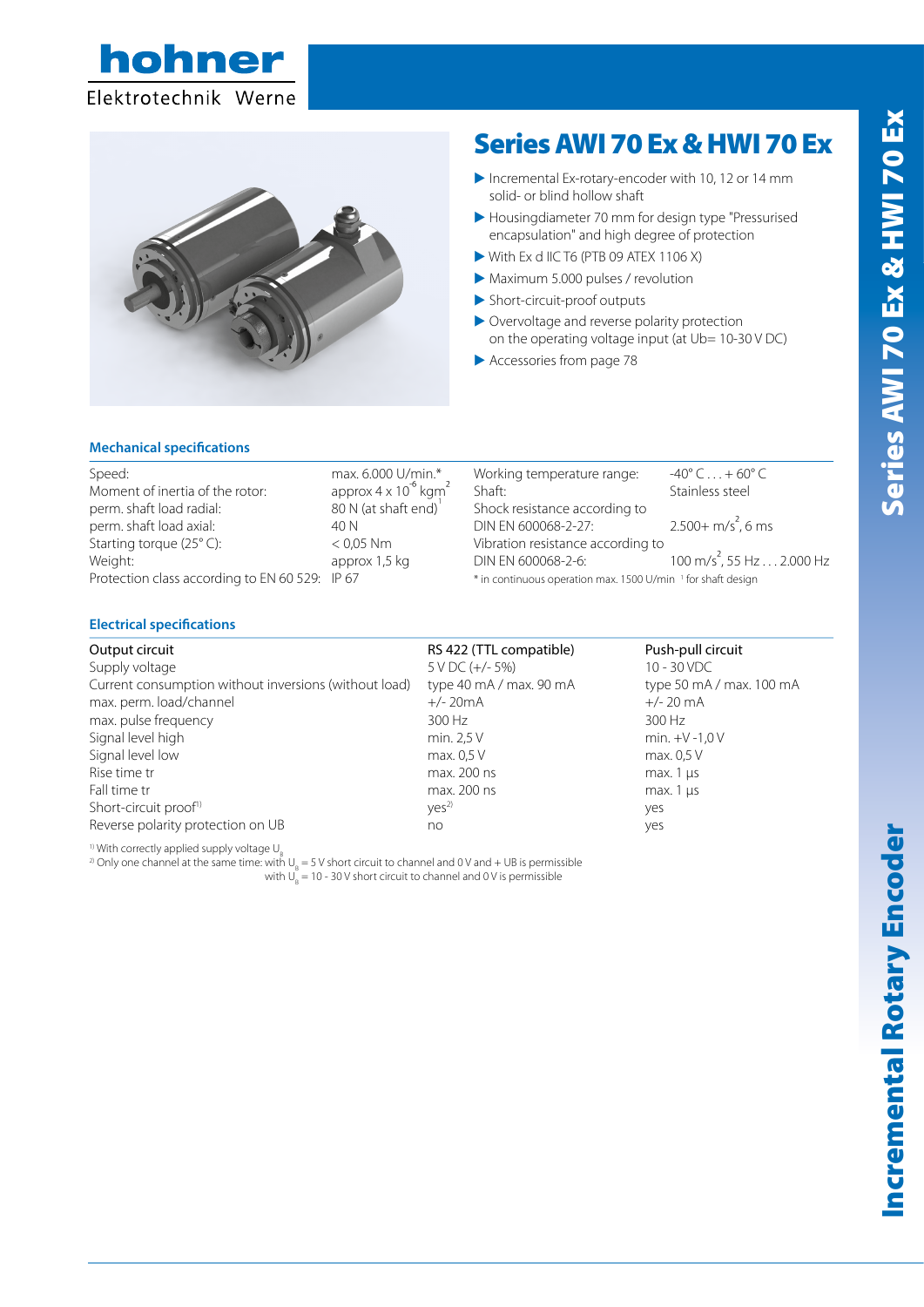hohner

Elektrotechnik Werne

# Series AWI 70 Ex & HWI 70 Ex

- Incremental Ex-rotary-encoder with 10, 12 or 14 mm solid- or blind hollow shaft
- Housingdiameter 70 mm for design type "Pressurised encapsulation" and high degree of protection
- With Ex d IIC T6 (PTB 09 ATEX 1106 X)
- Maximum 5.000 pulses / revolution
- Short-circuit-proof outputs
- Overvoltage and reverse polarity protection on the operating voltage input (at Ub= 10-30 V DC)
- Accessories from page 78

## Mechanical specifications

| | | | |
|---|---|---|---|
| Speed: | max. 6.000 U/min.* | Working temperature range: | -40° C . . . + 60° C |
| Moment of inertia of the rotor: | approx $4 \times 10^{-6}$ kgm$^2$ | Shaft: | Stainless steel |
| perm. shaft load radial: | 80 N (at shaft end)[1] | Shock resistance according to DIN EN 600068-2-27: | 2.500+ m/s$^2$, 6 ms |
| perm. shaft load axial: | 40 N | Vibration resistance according to DIN EN 600068-2-6: | 100 m/s$^2$, 55 Hz . . . 2.000 Hz |
| Starting torque (25° C): | < 0,05 Nm | | |
| Weight: | approx 1,5 kg | | |
| Protection class according to EN 60 529: | IP 67 | | |

\* in continuous operation max. 1500 U/min [1] for shaft design

## Electrical specifications

| Output circuit | RS 422 (TTL compatible) | Push-pull circuit |
|---|---|---|
| Supply voltage | 5 V DC (+/- 5%) | 10 - 30 VDC |
| Current consumption without inversions (without load) | type 40 mA / max. 90 mA | type 50 mA / max. 100 mA |
| max. perm. load/channel | +/- 20mA | +/- 20 mA |
| max. pulse frequency | 300 Hz | 300 Hz |
| Signal level high | min. 2,5 V | min. +V -1,0 V |
| Signal level low | max. 0,5 V | max. 0,5 V |
| Rise time tr | max. 200 ns | max. 1 µs |
| Fall time tr | max. 200 ns | max. 1 µs |
| Short-circuit proof[1)] | yes[2)] | yes |
| Reverse polarity protection on UB | no | yes |

[1)] With correctly applied supply voltage $U_B$

[2)] Only one channel at the same time: with $U_B$ = 5 V short circuit to channel and 0 V and + UB is permissible
with $U_B$ = 10 - 30 V short circuit to channel and 0 V is permissible

Series AWI 70 Ex & HWI 70 Ex

Incremental Rotary Encoder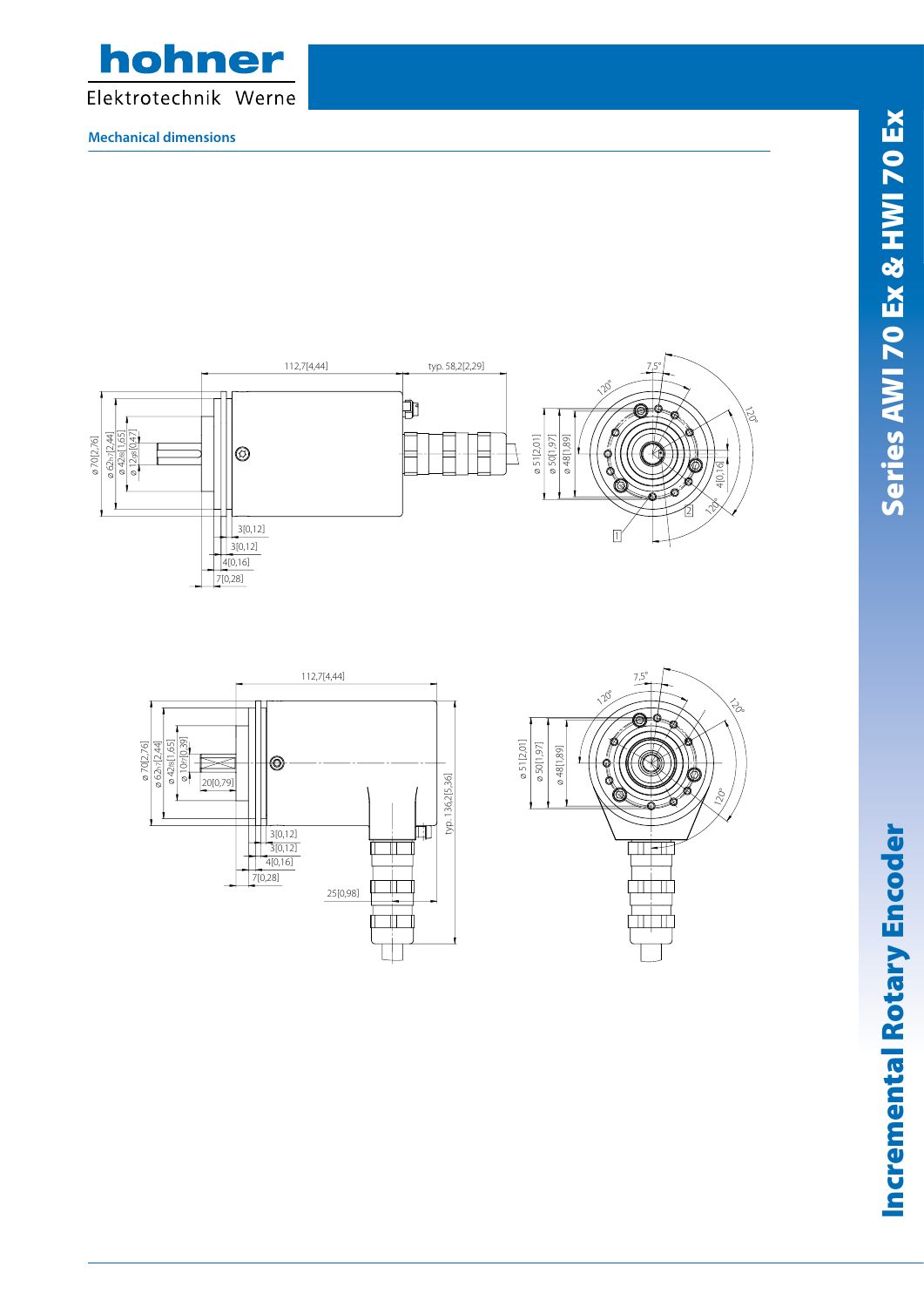## Mechanical dimensions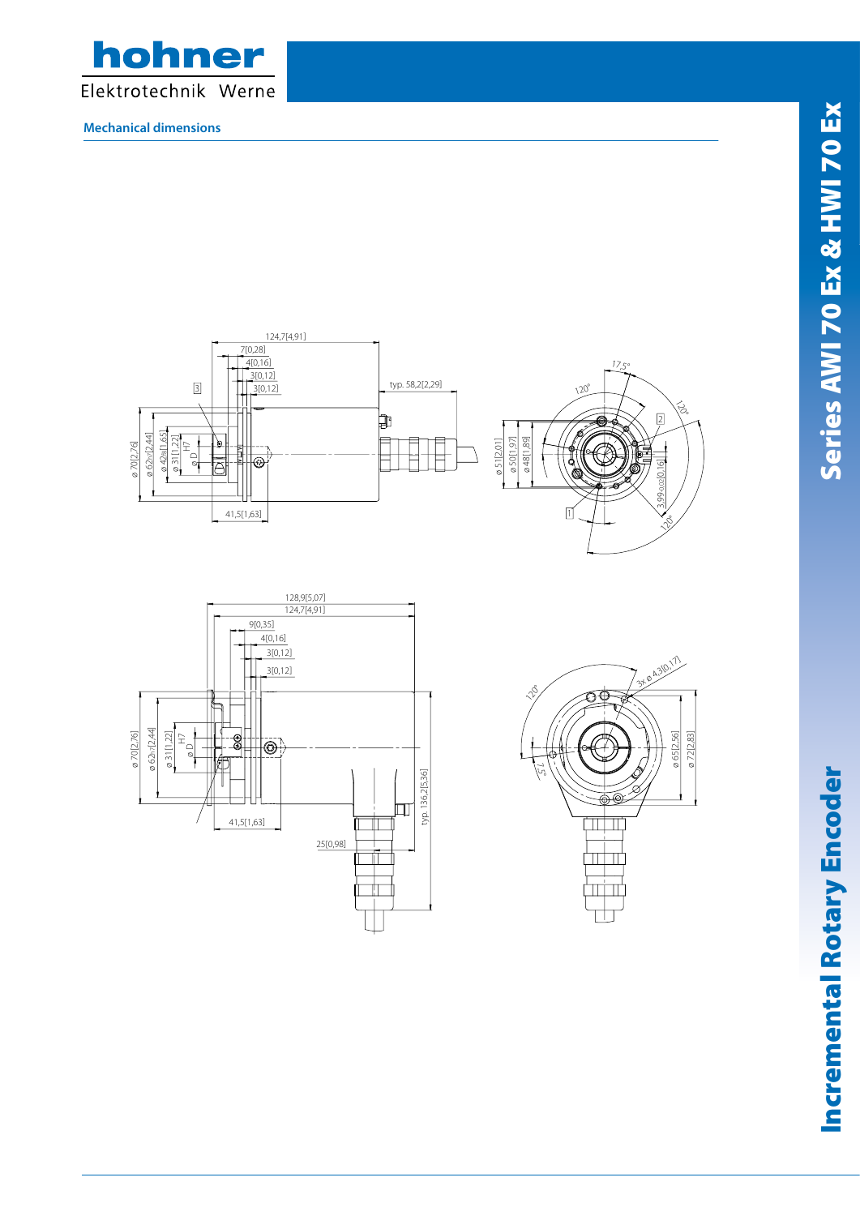## Mechanical dimensions

124,7[4,91]
7[0,28]
4[0,16]
3[0,12]
3[0,12]
typ. 58,2[2,29]
3
ø 70[2,76]
ø 62h7[2,44]
ø 42f8[1,65]
ø 31[1,22]
ø D
H7
41,5[1,63]

17,5°
120°
120°
120°
2
1
ø 51[2,01]
ø 50[1,97]
ø 48[1,89]
3,99-0,02[0,16]

128,9[5,07]
124,7[4,91]
9[0,35]
4[0,16]
3[0,12]
3[0,12]
ø 70[2,76]
ø 62h7[2,44]
ø 31[1,22]
ø D
H7
41,5[1,63]
25[0,98]
typ. 136,2[5,36]

120°
3x ø 4,3[0,17]
7,5°
ø 65[2,56]
ø 72[2,83]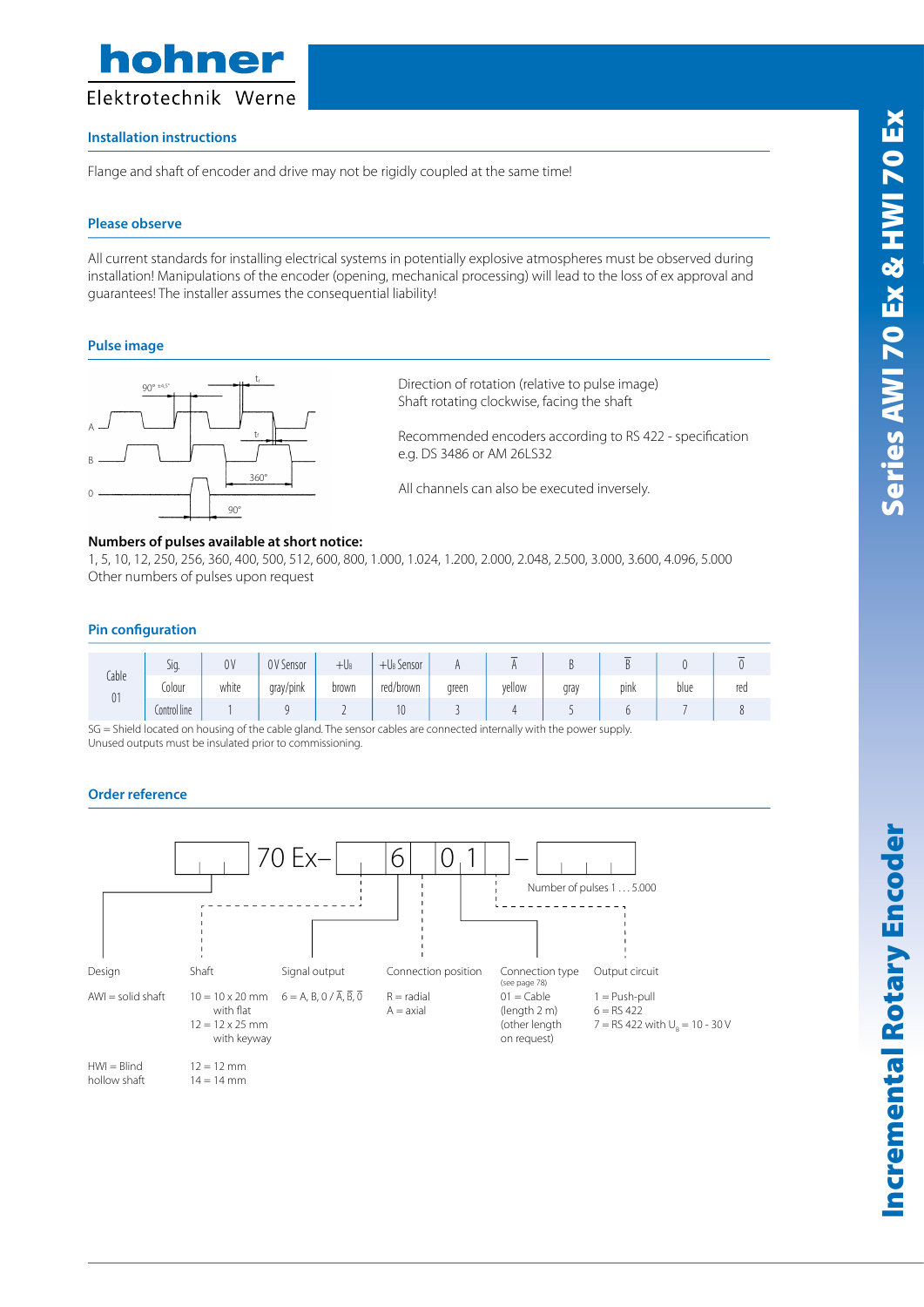## Installation instructions

Flange and shaft of encoder and drive may not be rigidly coupled at the same time!

## Please observe

All current standards for installing electrical systems in potentially explosive atmospheres must be observed during installation! Manipulations of the encoder (opening, mechanical processing) will lead to the loss of ex approval and guarantees! The installer assumes the consequential liability!

## Pulse image

90° ±4.5°
$t_r$
A
$t_f$
B
360°
0
90°

Direction of rotation (relative to pulse image)
Shaft rotating clockwise, facing the shaft

Recommended encoders according to RS 422 - specification e.g. DS 3486 or AM 26LS32

All channels can also be executed inversely.

**Numbers of pulses available at short notice:**
1, 5, 10, 12, 250, 256, 360, 400, 500, 512, 600, 800, 1.000, 1.024, 1.200, 2.000, 2.048, 2.500, 3.000, 3.600, 4.096, 5.000
Other numbers of pulses upon request

## Pin configuration

| Cable 01 | Sig. | 0 V | 0 V Sensor | $+U_B$ | $+U_B$ Sensor | A | $\bar{A}$ | B | $\bar{B}$ | 0 | $\bar{0}$ |
|---|---|---|---|---|---|---|---|---|---|---|---|
| | Colour | white | gray/pink | brown | red/brown | green | yellow | gray | pink | blue | red |
| | Control line | 1 | 9 | 2 | 10 | 3 | 4 | 5 | 6 | 7 | 8 |

SG = Shield located on housing of the cable gland. The sensor cables are connected internally with the power supply.
Unused outputs must be insulated prior to commissioning.

## Order reference

□□ 70 Ex– □ 6 □ 0 1 □ – □□□□

Number of pulses 1 . . . 5.000

| Design | Shaft | Signal output | Connection position | Connection type (see page 78) | Output circuit |
|---|---|---|---|---|---|
| AWI = solid shaft | 10 = 10 x 20 mm with flat<br>12 = 12 x 25 mm with keyway | 6 = A, B, 0 / $\bar{A}$, $\bar{B}$, $\bar{0}$ | R = radial<br>A = axial | 01 = Cable (length 2 m) (other length on request) | 1 = Push-pull<br>6 = RS 422<br>7 = RS 422 with $U_B$ = 10 - 30 V |
| HWI = Blind hollow shaft | 12 = 12 mm<br>14 = 14 mm | | | | |